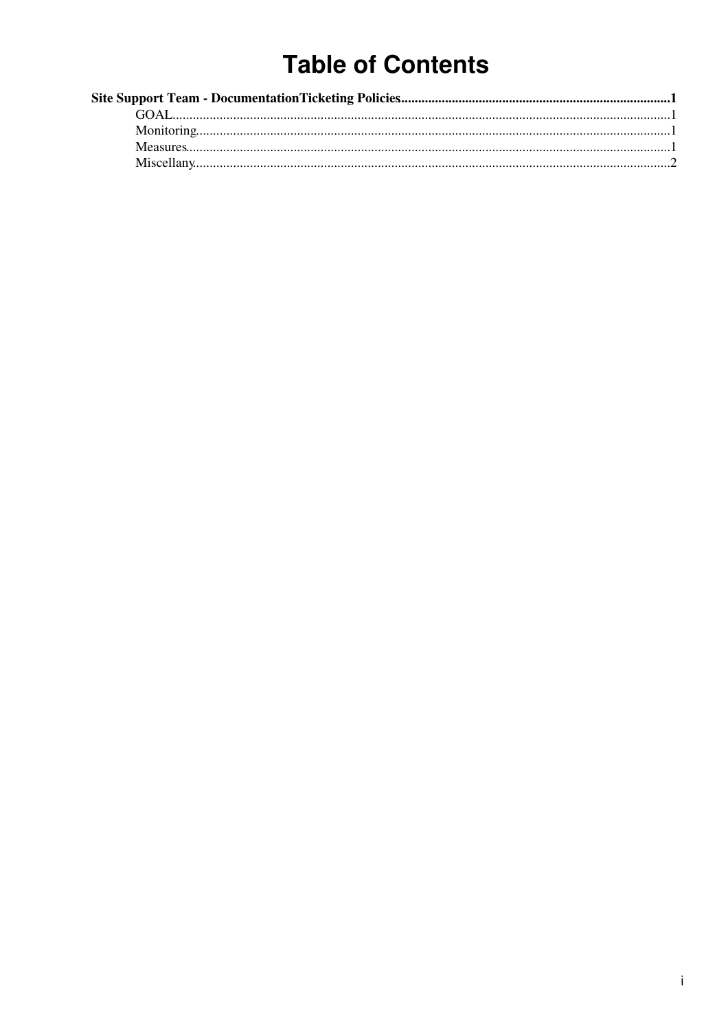# Table of Contents

**Site Support Team - DocumentationTicketing Policies**.....1

- GOAL.....1
- Monitoring.....1
- Measures.....1
- Miscellany.....2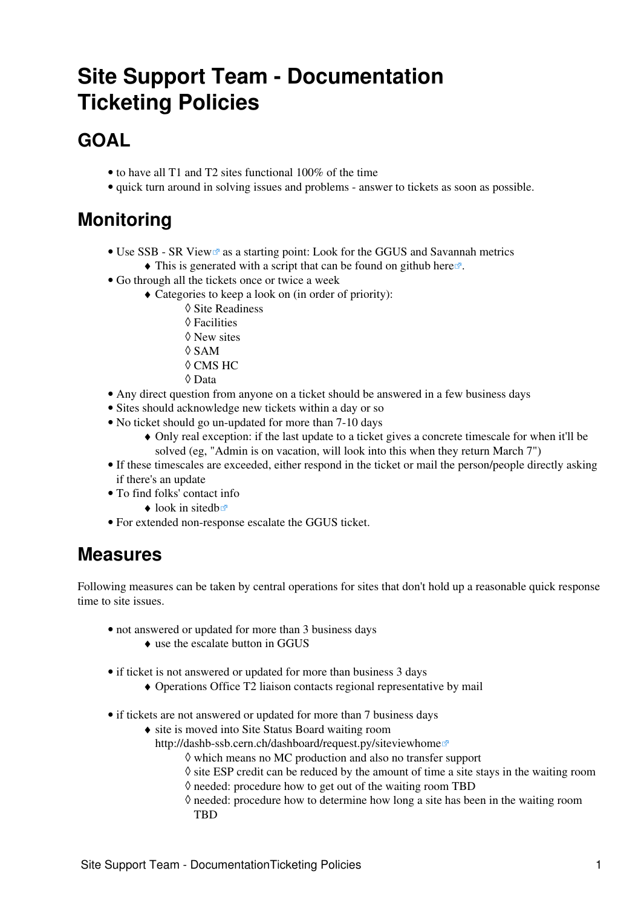# Site Support Team - Documentation Ticketing Policies

## GOAL

- to have all T1 and T2 sites functional 100% of the time
- quick turn around in solving issues and problems - answer to tickets as soon as possible.

## Monitoring

- Use SSB - SR View as a starting point: Look for the GGUS and Savannah metrics
  - This is generated with a script that can be found on github here.
- Go through all the tickets once or twice a week
  - Categories to keep a look on (in order of priority):
    - Site Readiness
    - Facilities
    - New sites
    - SAM
    - CMS HC
    - Data
- Any direct question from anyone on a ticket should be answered in a few business days
- Sites should acknowledge new tickets within a day or so
- No ticket should go un-updated for more than 7-10 days
  - Only real exception: if the last update to a ticket gives a concrete timescale for when it'll be solved (eg, "Admin is on vacation, will look into this when they return March 7")
- If these timescales are exceeded, either respond in the ticket or mail the person/people directly asking if there's an update
- To find folks' contact info
  - look in sitedb
- For extended non-response escalate the GGUS ticket.

## Measures

Following measures can be taken by central operations for sites that don't hold up a reasonable quick response time to site issues.

- not answered or updated for more than 3 business days
  - use the escalate button in GGUS

- if ticket is not answered or updated for more than business 3 days
  - Operations Office T2 liaison contacts regional representative by mail

- if tickets are not answered or updated for more than 7 business days
  - site is moved into Site Status Board waiting room http://dashb-ssb.cern.ch/dashboard/request.py/siteviewhome
    - which means no MC production and also no transfer support
    - site ESP credit can be reduced by the amount of time a site stays in the waiting room
    - needed: procedure how to get out of the waiting room TBD
    - needed: procedure how to determine how long a site has been in the waiting room TBD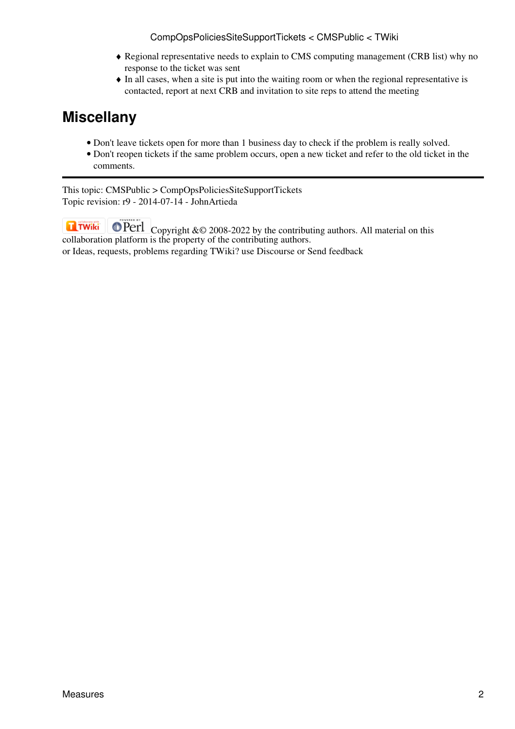- Regional representative needs to explain to CMS computing management (CRB list) why no response to the ticket was sent
- In all cases, when a site is put into the waiting room or when the regional representative is contacted, report at next CRB and invitation to site reps to attend the meeting

## Miscellany

- Don't leave tickets open for more than 1 business day to check if the problem is really solved.
- Don't reopen tickets if the same problem occurs, open a new ticket and refer to the old ticket in the comments.

---

This topic: CMSPublic > CompOpsPoliciesSiteSupportTickets
Topic revision: r9 - 2014-07-14 - JohnArtieda

Copyright &© 2008-2022 by the contributing authors. All material on this collaboration platform is the property of the contributing authors.
or Ideas, requests, problems regarding TWiki? use Discourse or Send feedback